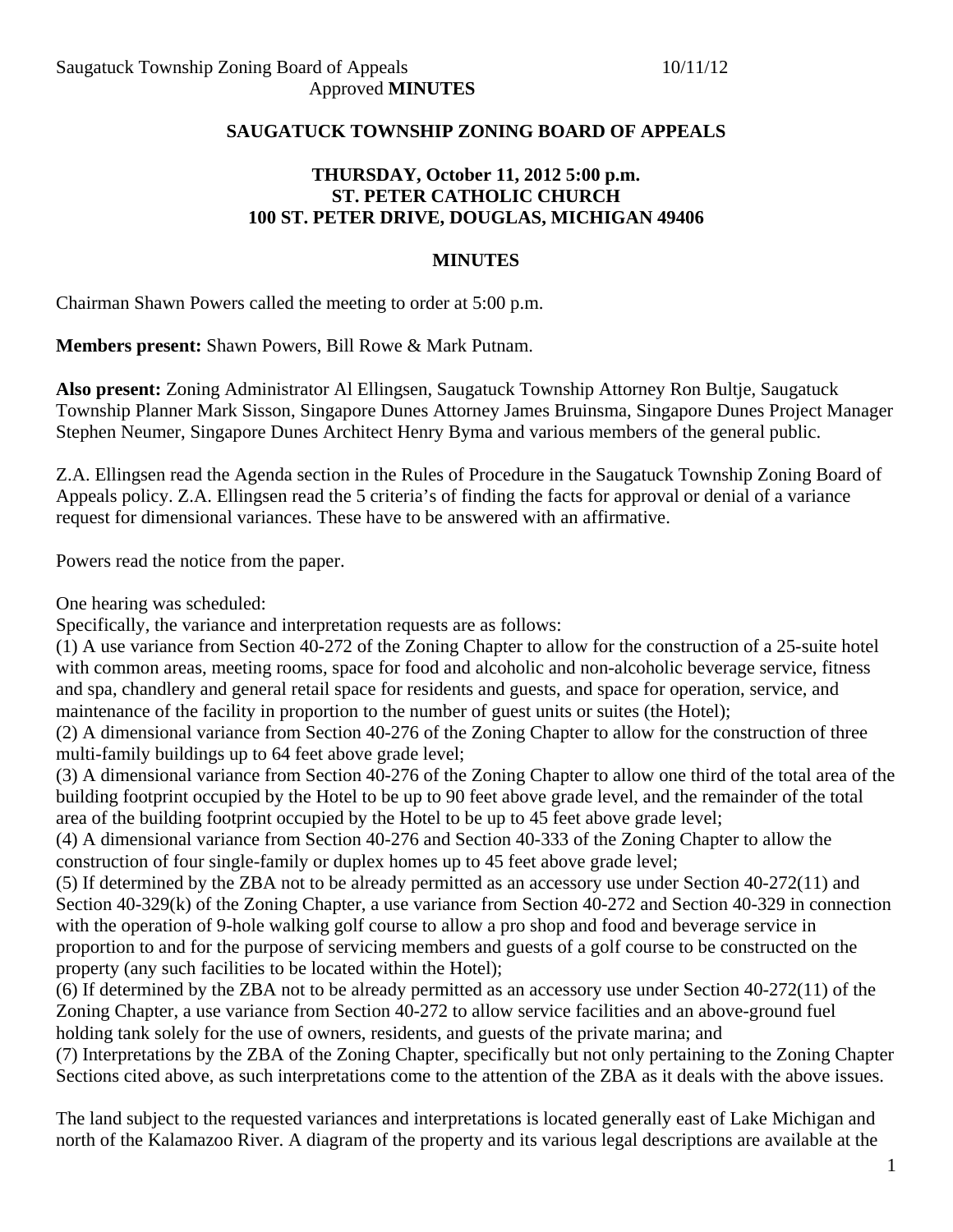# SAUGATUCK TOWNSHIP ZONING BOARD OF APPEALS

**THURSDAY, October 11, 2012 5:00 p.m.**
**ST. PETER CATHOLIC CHURCH**
**100 ST. PETER DRIVE, DOUGLAS, MICHIGAN 49406**

## MINUTES

Chairman Shawn Powers called the meeting to order at 5:00 p.m.

**Members present:** Shawn Powers, Bill Rowe & Mark Putnam.

**Also present:** Zoning Administrator Al Ellingsen, Saugatuck Township Attorney Ron Bultje, Saugatuck Township Planner Mark Sisson, Singapore Dunes Attorney James Bruinsma, Singapore Dunes Project Manager Stephen Neumer, Singapore Dunes Architect Henry Byma and various members of the general public.

Z.A. Ellingsen read the Agenda section in the Rules of Procedure in the Saugatuck Township Zoning Board of Appeals policy. Z.A. Ellingsen read the 5 criteria's of finding the facts for approval or denial of a variance request for dimensional variances. These have to be answered with an affirmative.

Powers read the notice from the paper.

One hearing was scheduled:
Specifically, the variance and interpretation requests are as follows:
(1) A use variance from Section 40-272 of the Zoning Chapter to allow for the construction of a 25-suite hotel with common areas, meeting rooms, space for food and alcoholic and non-alcoholic beverage service, fitness and spa, chandlery and general retail space for residents and guests, and space for operation, service, and maintenance of the facility in proportion to the number of guest units or suites (the Hotel);
(2) A dimensional variance from Section 40-276 of the Zoning Chapter to allow for the construction of three multi-family buildings up to 64 feet above grade level;
(3) A dimensional variance from Section 40-276 of the Zoning Chapter to allow one third of the total area of the building footprint occupied by the Hotel to be up to 90 feet above grade level, and the remainder of the total area of the building footprint occupied by the Hotel to be up to 45 feet above grade level;
(4) A dimensional variance from Section 40-276 and Section 40-333 of the Zoning Chapter to allow the construction of four single-family or duplex homes up to 45 feet above grade level;
(5) If determined by the ZBA not to be already permitted as an accessory use under Section 40-272(11) and Section 40-329(k) of the Zoning Chapter, a use variance from Section 40-272 and Section 40-329 in connection with the operation of 9-hole walking golf course to allow a pro shop and food and beverage service in proportion to and for the purpose of servicing members and guests of a golf course to be constructed on the property (any such facilities to be located within the Hotel);
(6) If determined by the ZBA not to be already permitted as an accessory use under Section 40-272(11) of the Zoning Chapter, a use variance from Section 40-272 to allow service facilities and an above-ground fuel holding tank solely for the use of owners, residents, and guests of the private marina; and
(7) Interpretations by the ZBA of the Zoning Chapter, specifically but not only pertaining to the Zoning Chapter Sections cited above, as such interpretations come to the attention of the ZBA as it deals with the above issues.

The land subject to the requested variances and interpretations is located generally east of Lake Michigan and north of the Kalamazoo River. A diagram of the property and its various legal descriptions are available at the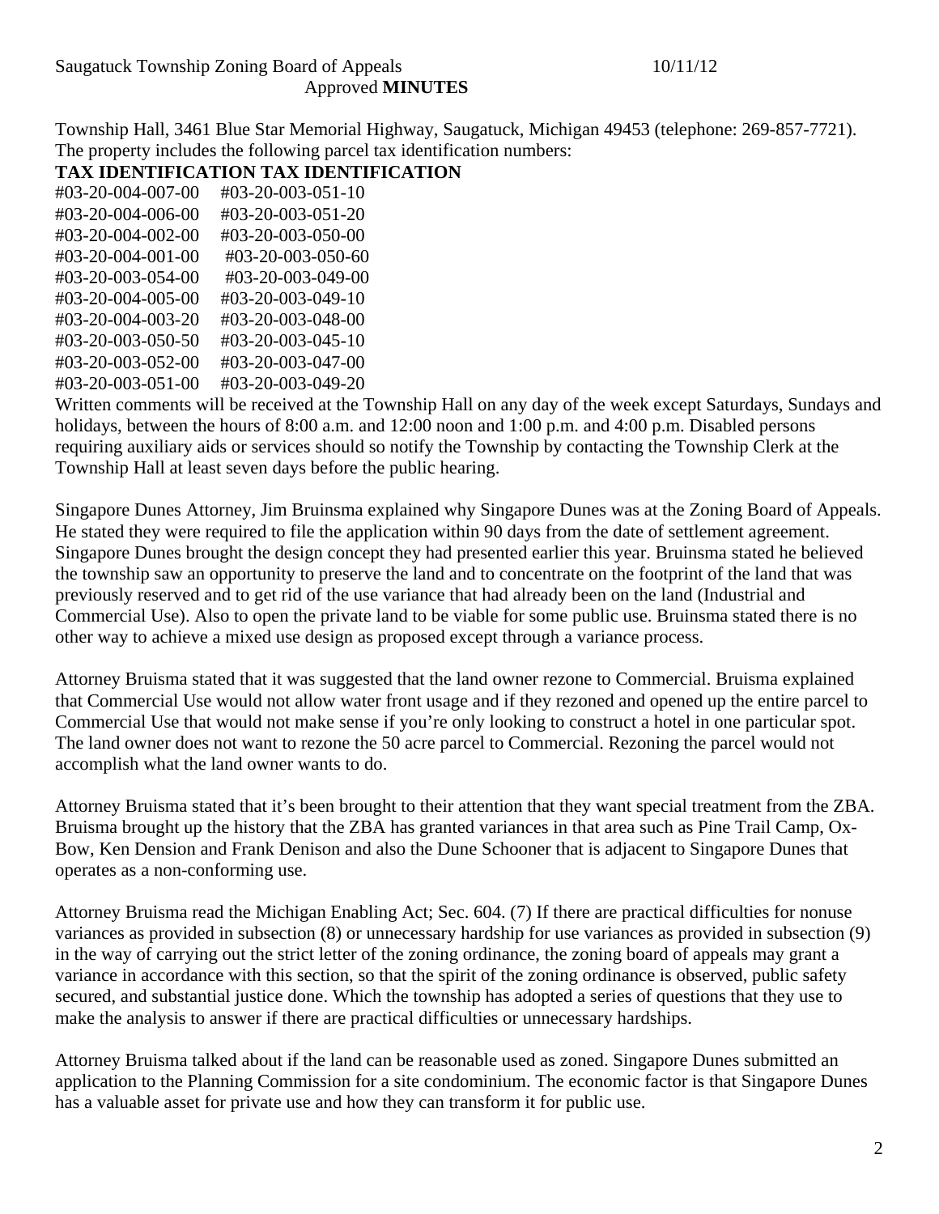Township Hall, 3461 Blue Star Memorial Highway, Saugatuck, Michigan 49453 (telephone: 269-857-7721). The property includes the following parcel tax identification numbers:

| TAX IDENTIFICATION | TAX IDENTIFICATION |
|---|---|
| #03-20-004-007-00 | #03-20-003-051-10 |
| #03-20-004-006-00 | #03-20-003-051-20 |
| #03-20-004-002-00 | #03-20-003-050-00 |
| #03-20-004-001-00 | #03-20-003-050-60 |
| #03-20-003-054-00 | #03-20-003-049-00 |
| #03-20-004-005-00 | #03-20-003-049-10 |
| #03-20-004-003-20 | #03-20-003-048-00 |
| #03-20-003-050-50 | #03-20-003-045-10 |
| #03-20-003-052-00 | #03-20-003-047-00 |
| #03-20-003-051-00 | #03-20-003-049-20 |

Written comments will be received at the Township Hall on any day of the week except Saturdays, Sundays and holidays, between the hours of 8:00 a.m. and 12:00 noon and 1:00 p.m. and 4:00 p.m. Disabled persons requiring auxiliary aids or services should so notify the Township by contacting the Township Clerk at the Township Hall at least seven days before the public hearing.

Singapore Dunes Attorney, Jim Bruinsma explained why Singapore Dunes was at the Zoning Board of Appeals. He stated they were required to file the application within 90 days from the date of settlement agreement. Singapore Dunes brought the design concept they had presented earlier this year. Bruinsma stated he believed the township saw an opportunity to preserve the land and to concentrate on the footprint of the land that was previously reserved and to get rid of the use variance that had already been on the land (Industrial and Commercial Use). Also to open the private land to be viable for some public use. Bruinsma stated there is no other way to achieve a mixed use design as proposed except through a variance process.

Attorney Bruisma stated that it was suggested that the land owner rezone to Commercial. Bruisma explained that Commercial Use would not allow water front usage and if they rezoned and opened up the entire parcel to Commercial Use that would not make sense if you're only looking to construct a hotel in one particular spot. The land owner does not want to rezone the 50 acre parcel to Commercial. Rezoning the parcel would not accomplish what the land owner wants to do.

Attorney Bruisma stated that it's been brought to their attention that they want special treatment from the ZBA. Bruisma brought up the history that the ZBA has granted variances in that area such as Pine Trail Camp, Ox-Bow, Ken Densison and Frank Denison and also the Dune Schooner that is adjacent to Singapore Dunes that operates as a non-conforming use.

Attorney Bruisma read the Michigan Enabling Act; Sec. 604. (7) If there are practical difficulties for nonuse variances as provided in subsection (8) or unnecessary hardship for use variances as provided in subsection (9) in the way of carrying out the strict letter of the zoning ordinance, the zoning board of appeals may grant a variance in accordance with this section, so that the spirit of the zoning ordinance is observed, public safety secured, and substantial justice done. Which the township has adopted a series of questions that they use to make the analysis to answer if there are practical difficulties or unnecessary hardships.

Attorney Bruisma talked about if the land can be reasonable used as zoned. Singapore Dunes submitted an application to the Planning Commission for a site condominium. The economic factor is that Singapore Dunes has a valuable asset for private use and how they can transform it for public use.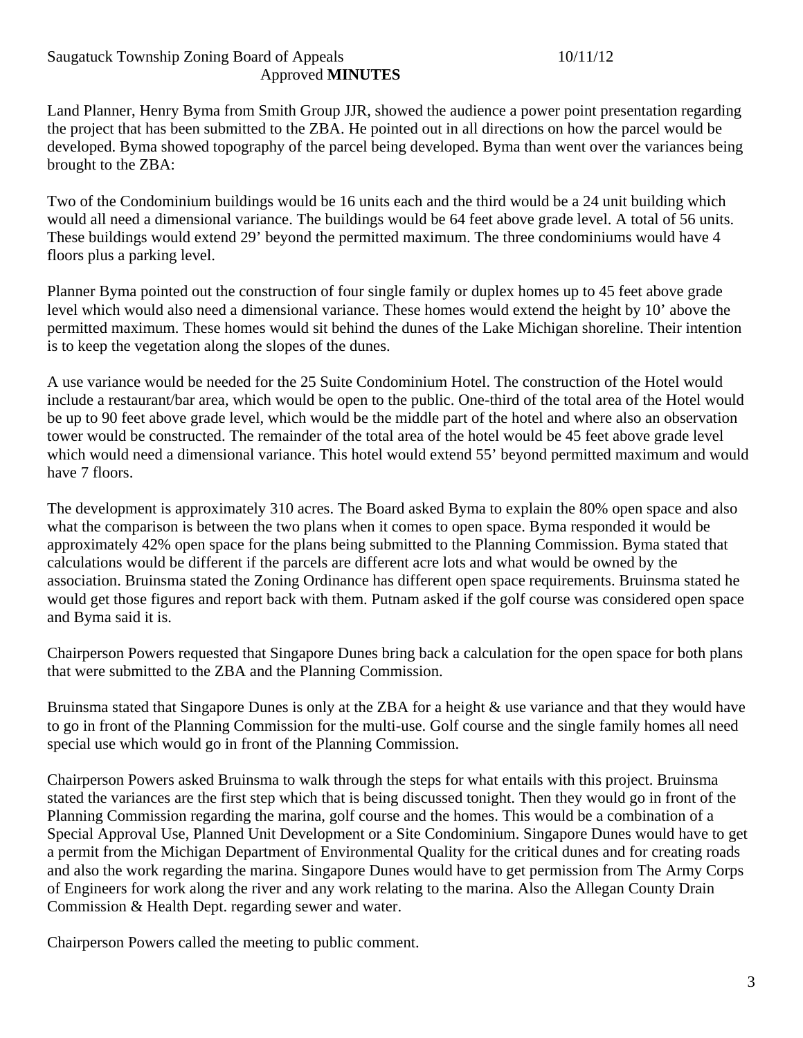Land Planner, Henry Byma from Smith Group JJR, showed the audience a power point presentation regarding the project that has been submitted to the ZBA. He pointed out in all directions on how the parcel would be developed. Byma showed topography of the parcel being developed. Byma than went over the variances being brought to the ZBA:

Two of the Condominium buildings would be 16 units each and the third would be a 24 unit building which would all need a dimensional variance. The buildings would be 64 feet above grade level. A total of 56 units. These buildings would extend 29' beyond the permitted maximum. The three condominiums would have 4 floors plus a parking level.

Planner Byma pointed out the construction of four single family or duplex homes up to 45 feet above grade level which would also need a dimensional variance. These homes would extend the height by 10' above the permitted maximum. These homes would sit behind the dunes of the Lake Michigan shoreline. Their intention is to keep the vegetation along the slopes of the dunes.

A use variance would be needed for the 25 Suite Condominium Hotel. The construction of the Hotel would include a restaurant/bar area, which would be open to the public. One-third of the total area of the Hotel would be up to 90 feet above grade level, which would be the middle part of the hotel and where also an observation tower would be constructed. The remainder of the total area of the hotel would be 45 feet above grade level which would need a dimensional variance. This hotel would extend 55' beyond permitted maximum and would have 7 floors.

The development is approximately 310 acres. The Board asked Byma to explain the 80% open space and also what the comparison is between the two plans when it comes to open space. Byma responded it would be approximately 42% open space for the plans being submitted to the Planning Commission. Byma stated that calculations would be different if the parcels are different acre lots and what would be owned by the association. Bruinsma stated the Zoning Ordinance has different open space requirements. Bruinsma stated he would get those figures and report back with them. Putnam asked if the golf course was considered open space and Byma said it is.

Chairperson Powers requested that Singapore Dunes bring back a calculation for the open space for both plans that were submitted to the ZBA and the Planning Commission.

Bruinsma stated that Singapore Dunes is only at the ZBA for a height & use variance and that they would have to go in front of the Planning Commission for the multi-use. Golf course and the single family homes all need special use which would go in front of the Planning Commission.

Chairperson Powers asked Bruinsma to walk through the steps for what entails with this project. Bruinsma stated the variances are the first step which that is being discussed tonight. Then they would go in front of the Planning Commission regarding the marina, golf course and the homes. This would be a combination of a Special Approval Use, Planned Unit Development or a Site Condominium. Singapore Dunes would have to get a permit from the Michigan Department of Environmental Quality for the critical dunes and for creating roads and also the work regarding the marina. Singapore Dunes would have to get permission from The Army Corps of Engineers for work along the river and any work relating to the marina. Also the Allegan County Drain Commission & Health Dept. regarding sewer and water.

Chairperson Powers called the meeting to public comment.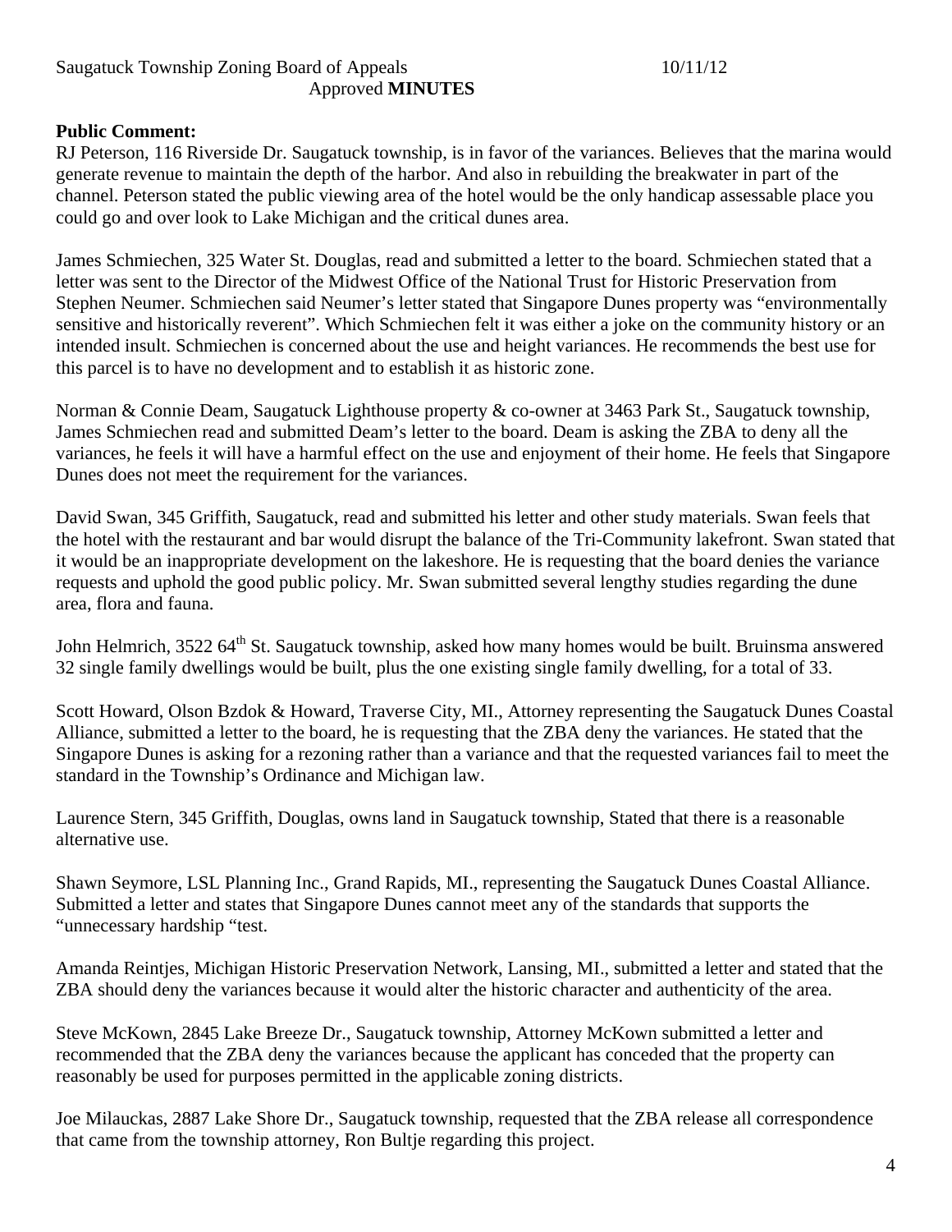**Public Comment:**

RJ Peterson, 116 Riverside Dr. Saugatuck township, is in favor of the variances. Believes that the marina would generate revenue to maintain the depth of the harbor. And also in rebuilding the breakwater in part of the channel. Peterson stated the public viewing area of the hotel would be the only handicap assessable place you could go and over look to Lake Michigan and the critical dunes area.

James Schmiechen, 325 Water St. Douglas, read and submitted a letter to the board. Schmiechen stated that a letter was sent to the Director of the Midwest Office of the National Trust for Historic Preservation from Stephen Neumer. Schmiechen said Neumer's letter stated that Singapore Dunes property was "environmentally sensitive and historically reverent". Which Schmiechen felt it was either a joke on the community history or an intended insult. Schmiechen is concerned about the use and height variances. He recommends the best use for this parcel is to have no development and to establish it as historic zone.

Norman & Connie Deam, Saugatuck Lighthouse property & co-owner at 3463 Park St., Saugatuck township, James Schmiechen read and submitted Deam's letter to the board. Deam is asking the ZBA to deny all the variances, he feels it will have a harmful effect on the use and enjoyment of their home. He feels that Singapore Dunes does not meet the requirement for the variances.

David Swan, 345 Griffith, Saugatuck, read and submitted his letter and other study materials. Swan feels that the hotel with the restaurant and bar would disrupt the balance of the Tri-Community lakefront. Swan stated that it would be an inappropriate development on the lakeshore. He is requesting that the board denies the variance requests and uphold the good public policy. Mr. Swan submitted several lengthy studies regarding the dune area, flora and fauna.

John Helmrich, 3522 64th St. Saugatuck township, asked how many homes would be built. Bruinsma answered 32 single family dwellings would be built, plus the one existing single family dwelling, for a total of 33.

Scott Howard, Olson Bzdok & Howard, Traverse City, MI., Attorney representing the Saugatuck Dunes Coastal Alliance, submitted a letter to the board, he is requesting that the ZBA deny the variances. He stated that the Singapore Dunes is asking for a rezoning rather than a variance and that the requested variances fail to meet the standard in the Township's Ordinance and Michigan law.

Laurence Stern, 345 Griffith, Douglas, owns land in Saugatuck township, Stated that there is a reasonable alternative use.

Shawn Seymore, LSL Planning Inc., Grand Rapids, MI., representing the Saugatuck Dunes Coastal Alliance. Submitted a letter and states that Singapore Dunes cannot meet any of the standards that supports the "unnecessary hardship "test.

Amanda Reintjes, Michigan Historic Preservation Network, Lansing, MI., submitted a letter and stated that the ZBA should deny the variances because it would alter the historic character and authenticity of the area.

Steve McKown, 2845 Lake Breeze Dr., Saugatuck township, Attorney McKown submitted a letter and recommended that the ZBA deny the variances because the applicant has conceded that the property can reasonably be used for purposes permitted in the applicable zoning districts.

Joe Milauckas, 2887 Lake Shore Dr., Saugatuck township, requested that the ZBA release all correspondence that came from the township attorney, Ron Bultje regarding this project.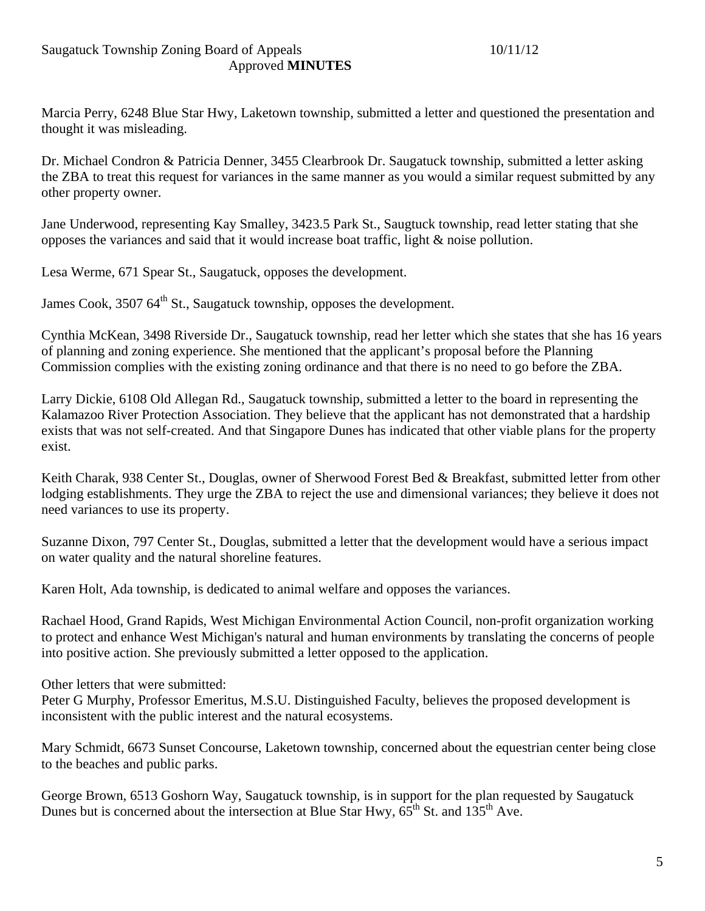Marcia Perry, 6248 Blue Star Hwy, Laketown township, submitted a letter and questioned the presentation and thought it was misleading.

Dr. Michael Condron & Patricia Denner, 3455 Clearbrook Dr. Saugatuck township, submitted a letter asking the ZBA to treat this request for variances in the same manner as you would a similar request submitted by any other property owner.

Jane Underwood, representing Kay Smalley, 3423.5 Park St., Saugtuck township, read letter stating that she opposes the variances and said that it would increase boat traffic, light & noise pollution.

Lesa Werme, 671 Spear St., Saugatuck, opposes the development.

James Cook, 3507 64th St., Saugatuck township, opposes the development.

Cynthia McKean, 3498 Riverside Dr., Saugatuck township, read her letter which she states that she has 16 years of planning and zoning experience. She mentioned that the applicant's proposal before the Planning Commission complies with the existing zoning ordinance and that there is no need to go before the ZBA.

Larry Dickie, 6108 Old Allegan Rd., Saugatuck township, submitted a letter to the board in representing the Kalamazoo River Protection Association. They believe that the applicant has not demonstrated that a hardship exists that was not self-created. And that Singapore Dunes has indicated that other viable plans for the property exist.

Keith Charak, 938 Center St., Douglas, owner of Sherwood Forest Bed & Breakfast, submitted letter from other lodging establishments. They urge the ZBA to reject the use and dimensional variances; they believe it does not need variances to use its property.

Suzanne Dixon, 797 Center St., Douglas, submitted a letter that the development would have a serious impact on water quality and the natural shoreline features.

Karen Holt, Ada township, is dedicated to animal welfare and opposes the variances.

Rachael Hood, Grand Rapids, West Michigan Environmental Action Council, non-profit organization working to protect and enhance West Michigan's natural and human environments by translating the concerns of people into positive action. She previously submitted a letter opposed to the application.

Other letters that were submitted:
Peter G Murphy, Professor Emeritus, M.S.U. Distinguished Faculty, believes the proposed development is inconsistent with the public interest and the natural ecosystems.

Mary Schmidt, 6673 Sunset Concourse, Laketown township, concerned about the equestrian center being close to the beaches and public parks.

George Brown, 6513 Goshorn Way, Saugatuck township, is in support for the plan requested by Saugatuck Dunes but is concerned about the intersection at Blue Star Hwy, 65th St. and 135th Ave.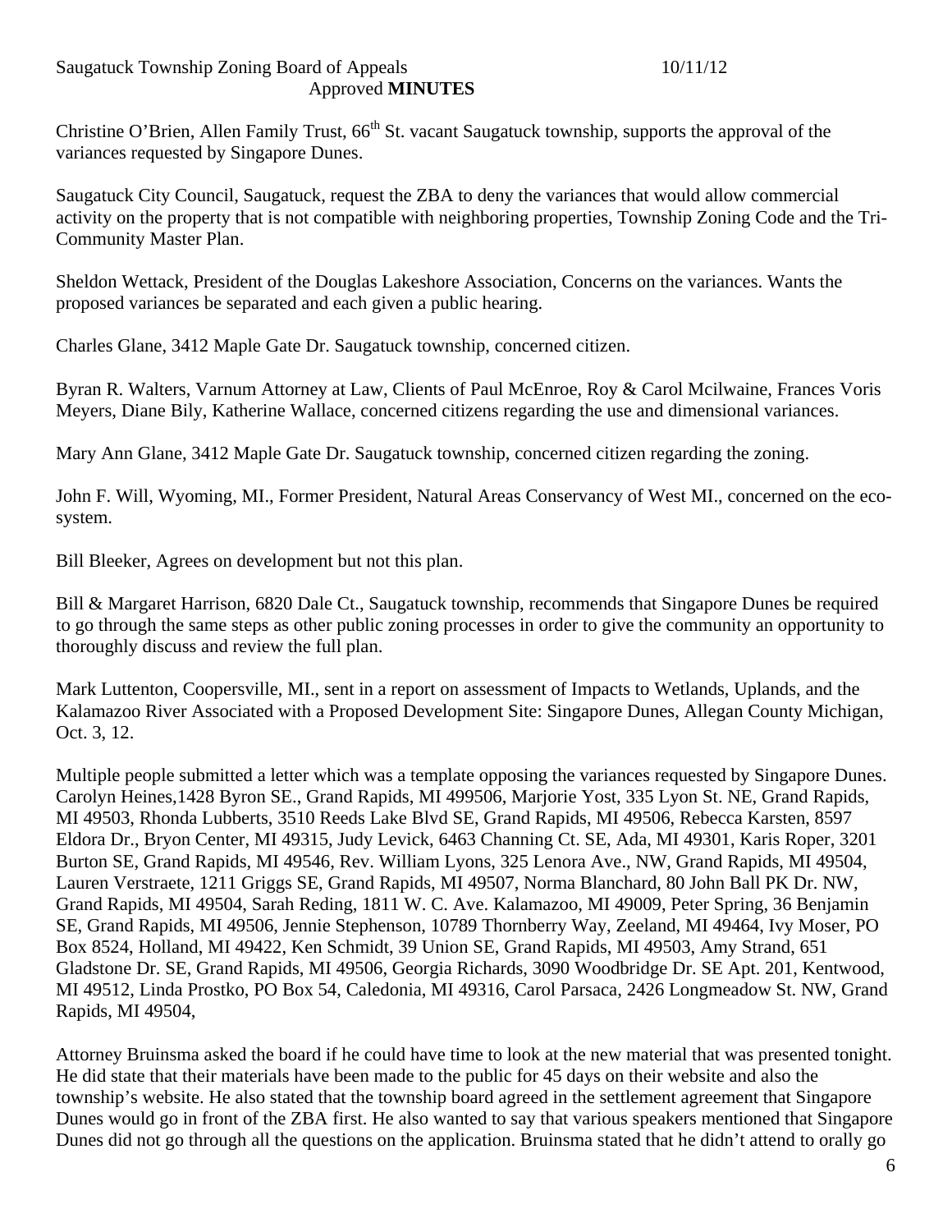Christine O'Brien, Allen Family Trust, 66th St. vacant Saugatuck township, supports the approval of the variances requested by Singapore Dunes.

Saugatuck City Council, Saugatuck, request the ZBA to deny the variances that would allow commercial activity on the property that is not compatible with neighboring properties, Township Zoning Code and the Tri-Community Master Plan.

Sheldon Wettack, President of the Douglas Lakeshore Association, Concerns on the variances. Wants the proposed variances be separated and each given a public hearing.

Charles Glane, 3412 Maple Gate Dr. Saugatuck township, concerned citizen.

Byran R. Walters, Varnum Attorney at Law, Clients of Paul McEnroe, Roy & Carol Mcilwaine, Frances Voris Meyers, Diane Bily, Katherine Wallace, concerned citizens regarding the use and dimensional variances.

Mary Ann Glane, 3412 Maple Gate Dr. Saugatuck township, concerned citizen regarding the zoning.

John F. Will, Wyoming, MI., Former President, Natural Areas Conservancy of West MI., concerned on the eco-system.

Bill Bleeker, Agrees on development but not this plan.

Bill & Margaret Harrison, 6820 Dale Ct., Saugatuck township, recommends that Singapore Dunes be required to go through the same steps as other public zoning processes in order to give the community an opportunity to thoroughly discuss and review the full plan.

Mark Luttenton, Coopersville, MI., sent in a report on assessment of Impacts to Wetlands, Uplands, and the Kalamazoo River Associated with a Proposed Development Site: Singapore Dunes, Allegan County Michigan, Oct. 3, 12.

Multiple people submitted a letter which was a template opposing the variances requested by Singapore Dunes. Carolyn Heines,1428 Byron SE., Grand Rapids, MI 499506, Marjorie Yost, 335 Lyon St. NE, Grand Rapids, MI 49503, Rhonda Lubberts, 3510 Reeds Lake Blvd SE, Grand Rapids, MI 49506, Rebecca Karsten, 8597 Eldora Dr., Bryon Center, MI 49315, Judy Levick, 6463 Channing Ct. SE, Ada, MI 49301, Karis Roper, 3201 Burton SE, Grand Rapids, MI 49546, Rev. William Lyons, 325 Lenora Ave., NW, Grand Rapids, MI 49504, Lauren Verstraete, 1211 Griggs SE, Grand Rapids, MI 49507, Norma Blanchard, 80 John Ball PK Dr. NW, Grand Rapids, MI 49504, Sarah Reding, 1811 W. C. Ave. Kalamazoo, MI 49009, Peter Spring, 36 Benjamin SE, Grand Rapids, MI 49506, Jennie Stephenson, 10789 Thornberry Way, Zeeland, MI 49464, Ivy Moser, PO Box 8524, Holland, MI 49422, Ken Schmidt, 39 Union SE, Grand Rapids, MI 49503, Amy Strand, 651 Gladstone Dr. SE, Grand Rapids, MI 49506, Georgia Richards, 3090 Woodbridge Dr. SE Apt. 201, Kentwood, MI 49512, Linda Prostko, PO Box 54, Caledonia, MI 49316, Carol Parsaca, 2426 Longmeadow St. NW, Grand Rapids, MI 49504,

Attorney Bruinsma asked the board if he could have time to look at the new material that was presented tonight. He did state that their materials have been made to the public for 45 days on their website and also the township's website. He also stated that the township board agreed in the settlement agreement that Singapore Dunes would go in front of the ZBA first. He also wanted to say that various speakers mentioned that Singapore Dunes did not go through all the questions on the application. Bruinsma stated that he didn't attend to orally go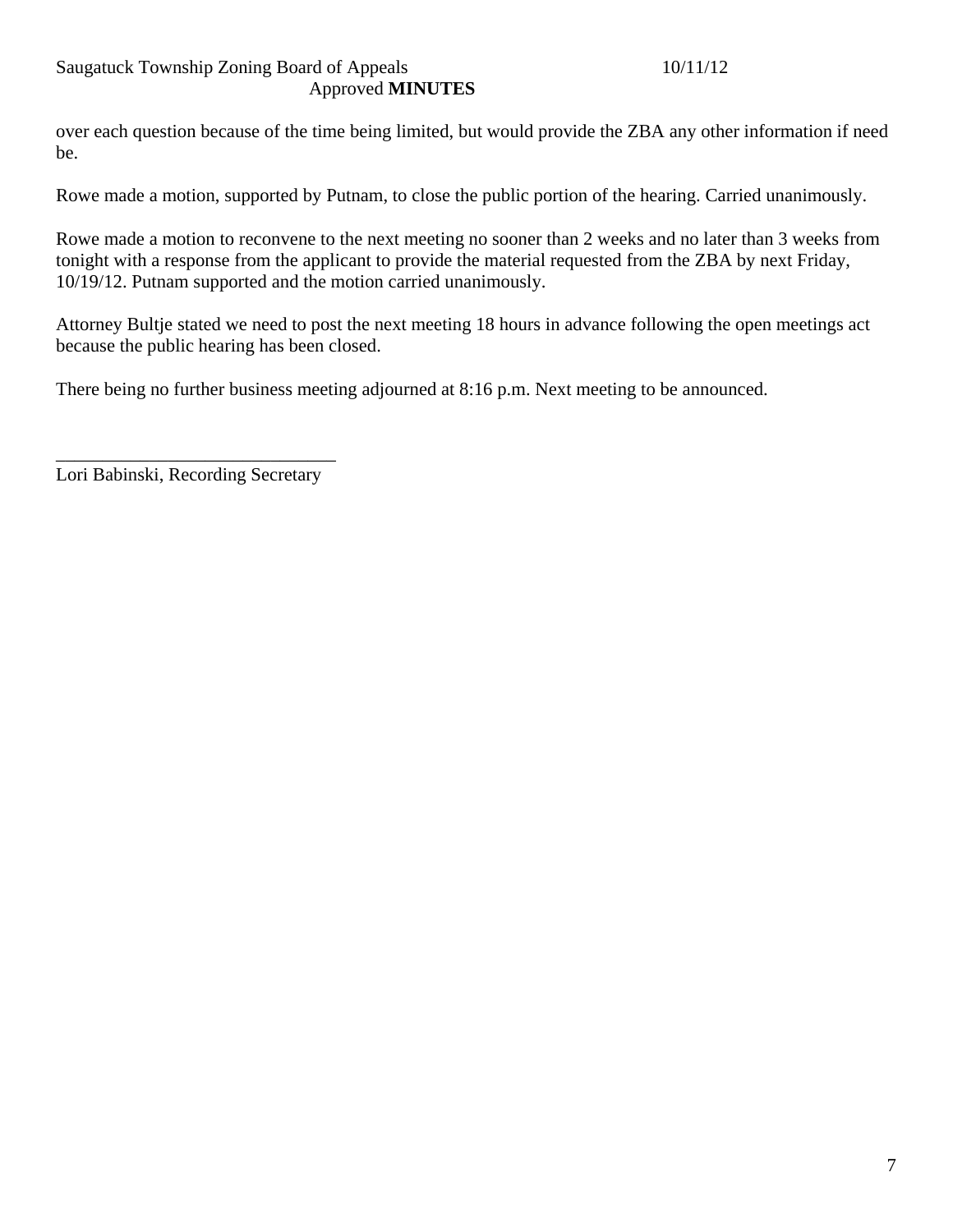over each question because of the time being limited, but would provide the ZBA any other information if need be.

Rowe made a motion, supported by Putnam, to close the public portion of the hearing. Carried unanimously.

Rowe made a motion to reconvene to the next meeting no sooner than 2 weeks and no later than 3 weeks from tonight with a response from the applicant to provide the material requested from the ZBA by next Friday, 10/19/12. Putnam supported and the motion carried unanimously.

Attorney Bultje stated we need to post the next meeting 18 hours in advance following the open meetings act because the public hearing has been closed.

There being no further business meeting adjourned at 8:16 p.m. Next meeting to be announced.

______________________________
Lori Babinski, Recording Secretary